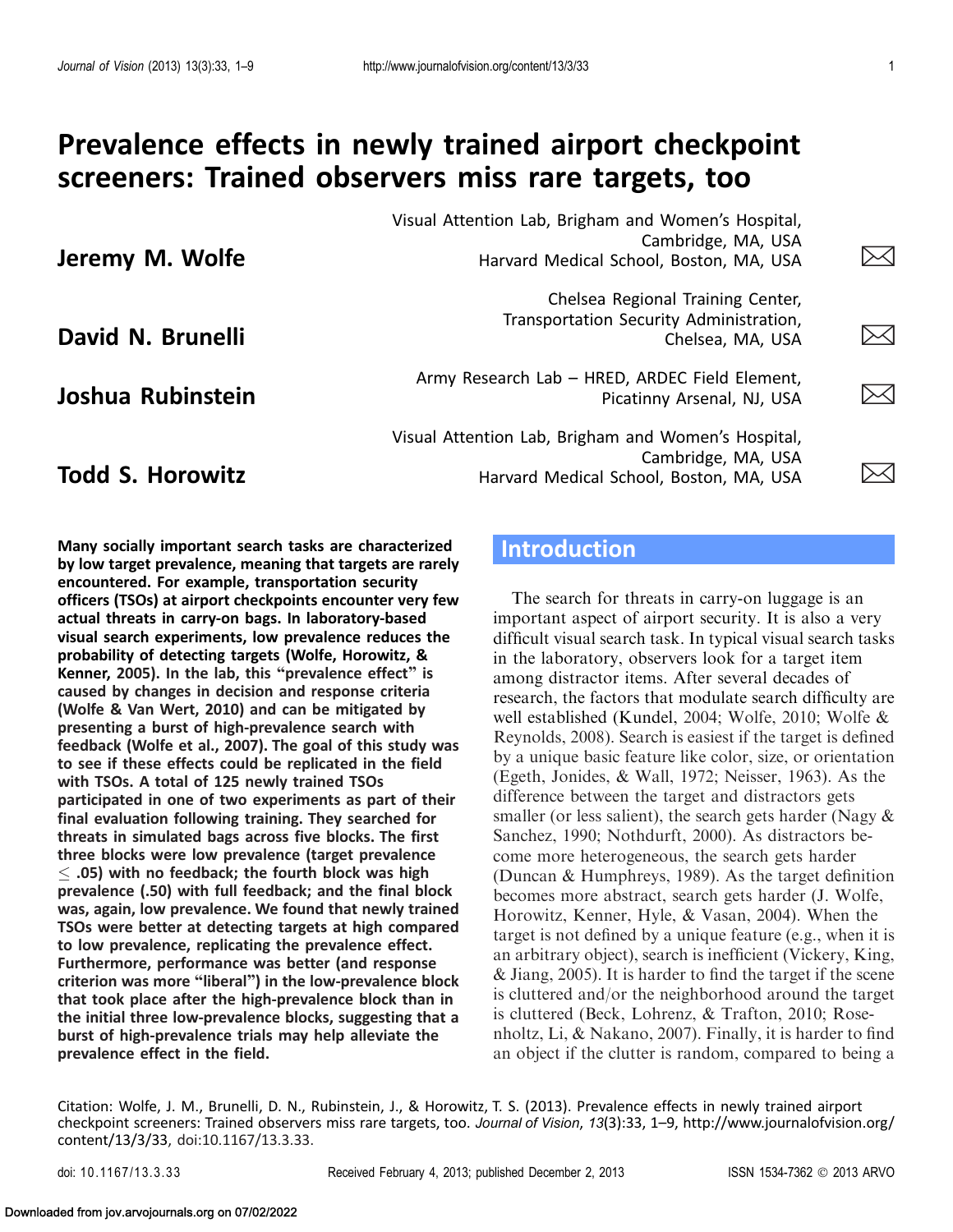# Prevalence effects in newly trained airport checkpoint screeners: Trained observers miss rare targets, too

**Jeremy M. Wolfe**
Visual Attention Lab, Brigham and Women's Hospital, Cambridge, MA, USA
Harvard Medical School, Boston, MA, USA

**David N. Brunelli**
Chelsea Regional Training Center, Transportation Security Administration, Chelsea, MA, USA

**Joshua Rubinstein**
Army Research Lab – HRED, ARDEC Field Element, Picatinny Arsenal, NJ, USA

**Todd S. Horowitz**
Visual Attention Lab, Brigham and Women's Hospital, Cambridge, MA, USA
Harvard Medical School, Boston, MA, USA

**Many socially important search tasks are characterized by low target prevalence, meaning that targets are rarely encountered. For example, transportation security officers (TSOs) at airport checkpoints encounter very few actual threats in carry-on bags. In laboratory-based visual search experiments, low prevalence reduces the probability of detecting targets (Wolfe, Horowitz, & Kenner, 2005). In the lab, this "prevalence effect" is caused by changes in decision and response criteria (Wolfe & Van Wert, 2010) and can be mitigated by presenting a burst of high-prevalence search with feedback (Wolfe et al., 2007). The goal of this study was to see if these effects could be replicated in the field with TSOs. A total of 125 newly trained TSOs participated in one of two experiments as part of their final evaluation following training. They searched for threats in simulated bags across five blocks. The first three blocks were low prevalence (target prevalence $\leq$ .05) with no feedback; the fourth block was high prevalence (.50) with full feedback; and the final block was, again, low prevalence. We found that newly trained TSOs were better at detecting targets at high compared to low prevalence, replicating the prevalence effect. Furthermore, performance was better (and response criterion was more "liberal") in the low-prevalence block that took place after the high-prevalence block than in the initial three low-prevalence blocks, suggesting that a burst of high-prevalence trials may help alleviate the prevalence effect in the field.**

## Introduction

The search for threats in carry-on luggage is an important aspect of airport security. It is also a very difficult visual search task. In typical visual search tasks in the laboratory, observers look for a target item among distractor items. After several decades of research, the factors that modulate search difficulty are well established (Kundel, 2004; Wolfe, 2010; Wolfe & Reynolds, 2008). Search is easiest if the target is defined by a unique basic feature like color, size, or orientation (Egeth, Jonides, & Wall, 1972; Neisser, 1963). As the difference between the target and distractors gets smaller (or less salient), the search gets harder (Nagy & Sanchez, 1990; Nothdurft, 2000). As distractors become more heterogeneous, the search gets harder (Duncan & Humphreys, 1989). As the target definition becomes more abstract, search gets harder (J. Wolfe, Horowitz, Kenner, Hyle, & Vasan, 2004). When the target is not defined by a unique feature (e.g., when it is an arbitrary object), search is inefficient (Vickery, King, & Jiang, 2005). It is harder to find the target if the scene is cluttered and/or the neighborhood around the target is cluttered (Beck, Lohrenz, & Trafton, 2010; Rosenholtz, Li, & Nakano, 2007). Finally, it is harder to find an object if the clutter is random, compared to being a

Citation: Wolfe, J. M., Brunelli, D. N., Rubinstein, J., & Horowitz, T. S. (2013). Prevalence effects in newly trained airport checkpoint screeners: Trained observers miss rare targets, too. *Journal of Vision*, *13*(3):33, 1–9, http://www.journalofvision.org/content/13/3/33, doi:10.1167/13.3.33.

doi: 10.1167/13.3.33 Received February 4, 2013; published December 2, 2013 ISSN 1534-7362 © 2013 ARVO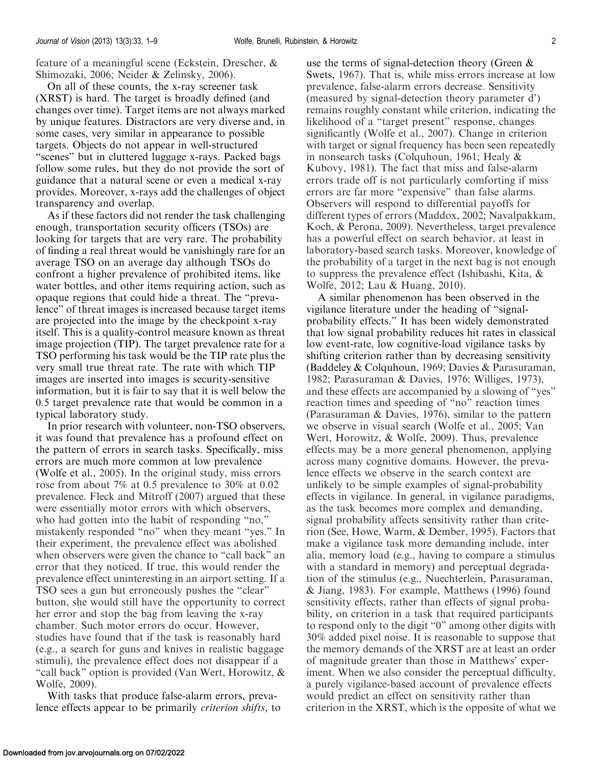feature of a meaningful scene (Eckstein, Drescher, & Shimozaki, 2006; Neider & Zelinsky, 2006).

On all of these counts, the x-ray screener task (XRST) is hard. The target is broadly defined (and changes over time). Target items are not always marked by unique features. Distractors are very diverse and, in some cases, very similar in appearance to possible targets. Objects do not appear in well-structured "scenes" but in cluttered luggage x-rays. Packed bags follow some rules, but they do not provide the sort of guidance that a natural scene or even a medical x-ray provides. Moreover, x-rays add the challenges of object transparency and overlap.

As if these factors did not render the task challenging enough, transportation security officers (TSOs) are looking for targets that are very rare. The probability of finding a real threat would be vanishingly rare for an average TSO on an average day although TSOs do confront a higher prevalence of prohibited items, like water bottles, and other items requiring action, such as opaque regions that could hide a threat. The "prevalence" of threat images is increased because target items are projected into the image by the checkpoint x-ray itself. This is a quality-control measure known as threat image projection (TIP). The target prevalence rate for a TSO performing his task would be the TIP rate plus the very small true threat rate. The rate with which TIP images are inserted into images is security-sensitive information, but it is fair to say that it is well below the 0.5 target prevalence rate that would be common in a typical laboratory study.

In prior research with volunteer, non-TSO observers, it was found that prevalence has a profound effect on the pattern of errors in search tasks. Specifically, miss errors are much more common at low prevalence (Wolfe et al., 2005). In the original study, miss errors rose from about 7% at 0.5 prevalence to 30% at 0.02 prevalence. Fleck and Mitroff (2007) argued that these were essentially motor errors with which observers, who had gotten into the habit of responding "no," mistakenly responded "no" when they meant "yes." In their experiment, the prevalence effect was abolished when observers were given the chance to "call back" an error that they noticed. If true, this would render the prevalence effect uninteresting in an airport setting. If a TSO sees a gun but erroneously pushes the "clear" button, she would still have the opportunity to correct her error and stop the bag from leaving the x-ray chamber. Such motor errors do occur. However, studies have found that if the task is reasonably hard (e.g., a search for guns and knives in realistic baggage stimuli), the prevalence effect does not disappear if a "call back" option is provided (Van Wert, Horowitz, & Wolfe, 2009).

With tasks that produce false-alarm errors, prevalence effects appear to be primarily *criterion shifts*, to use the terms of signal-detection theory (Green & Swets, 1967). That is, while miss errors increase at low prevalence, false-alarm errors decrease. Sensitivity (measured by signal-detection theory parameter d') remains roughly constant while criterion, indicating the likelihood of a "target present" response, changes significantly (Wolfe et al., 2007). Change in criterion with target or signal frequency has been seen repeatedly in nonsearch tasks (Colquhoun, 1961; Healy & Kubovy, 1981). The fact that miss and false-alarm errors trade off is not particularly comforting if miss errors are far more "expensive" than false alarms. Observers will respond to differential payoffs for different types of errors (Maddox, 2002; Navalpakkam, Koch, & Perona, 2009). Nevertheless, target prevalence has a powerful effect on search behavior, at least in laboratory-based search tasks. Moreover, knowledge of the probability of a target in the next bag is not enough to suppress the prevalence effect (Ishibashi, Kita, & Wolfe, 2012; Lau & Huang, 2010).

A similar phenomenon has been observed in the vigilance literature under the heading of "signal-probability effects." It has been widely demonstrated that low signal probability reduces hit rates in classical low event-rate, low cognitive-load vigilance tasks by shifting criterion rather than by decreasing sensitivity (Baddeley & Colquhoun, 1969; Davies & Parasuraman, 1982; Parasuraman & Davies, 1976; Williges, 1973), and these effects are accompanied by a slowing of "yes" reaction times and speeding of "no" reaction times (Parasuraman & Davies, 1976), similar to the pattern we observe in visual search (Wolfe et al., 2005; Van Wert, Horowitz, & Wolfe, 2009). Thus, prevalence effects may be a more general phenomenon, applying across many cognitive domains. However, the prevalence effects we observe in the search context are unlikely to be simple examples of signal-probability effects in vigilance. In general, in vigilance paradigms, as the task becomes more complex and demanding, signal probability affects sensitivity rather than criterion (See, Howe, Warm, & Dember, 1995). Factors that make a vigilance task more demanding include, inter alia, memory load (e.g., having to compare a stimulus with a standard in memory) and perceptual degradation of the stimulus (e.g., Nuechterlein, Parasuraman, & Jiang, 1983). For example, Matthews (1996) found sensitivity effects, rather than effects of signal probability, on criterion in a task that required participants to respond only to the digit "0" among other digits with 30% added pixel noise. It is reasonable to suppose that the memory demands of the XRST are at least an order of magnitude greater than those in Matthews' experiment. When we also consider the perceptual difficulty, a purely vigilance-based account of prevalence effects would predict an effect on sensitivity rather than criterion in the XRST, which is the opposite of what we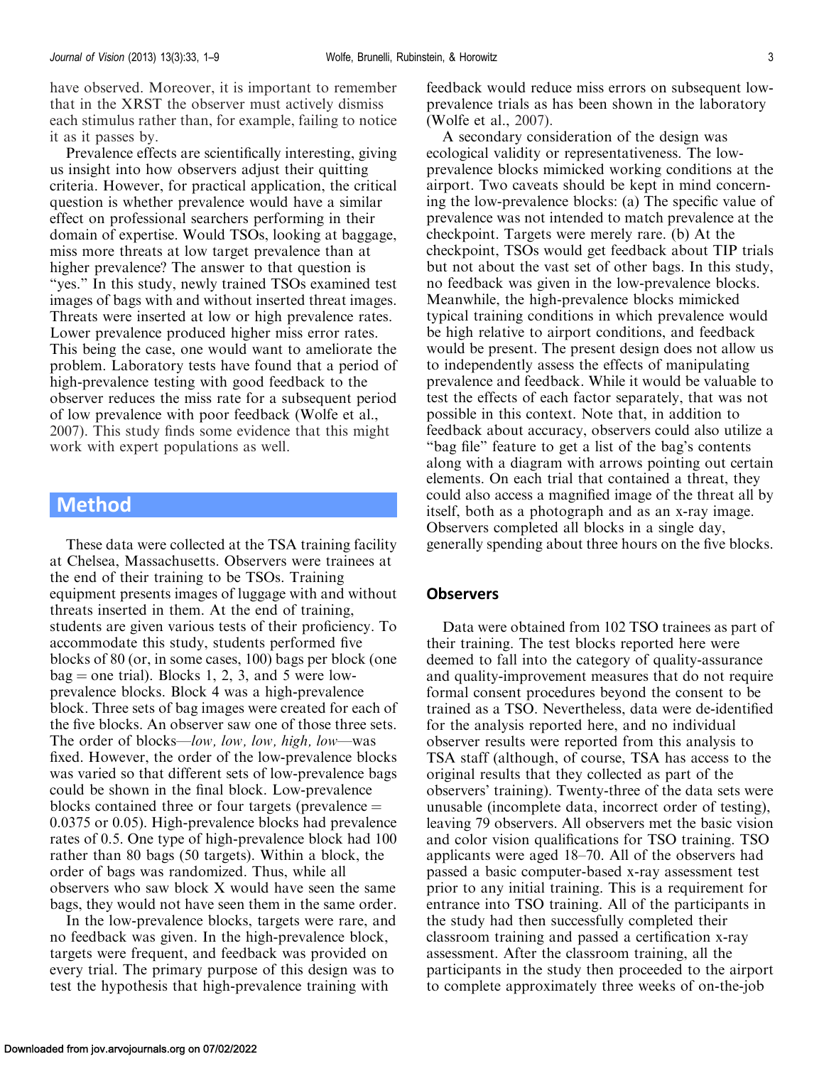have observed. Moreover, it is important to remember that in the XRST the observer must actively dismiss each stimulus rather than, for example, failing to notice it as it passes by.

Prevalence effects are scientifically interesting, giving us insight into how observers adjust their quitting criteria. However, for practical application, the critical question is whether prevalence would have a similar effect on professional searchers performing in their domain of expertise. Would TSOs, looking at baggage, miss more threats at low target prevalence than at higher prevalence? The answer to that question is "yes." In this study, newly trained TSOs examined test images of bags with and without inserted threat images. Threats were inserted at low or high prevalence rates. Lower prevalence produced higher miss error rates. This being the case, one would want to ameliorate the problem. Laboratory tests have found that a period of high-prevalence testing with good feedback to the observer reduces the miss rate for a subsequent period of low prevalence with poor feedback (Wolfe et al., 2007). This study finds some evidence that this might work with expert populations as well.

## Method

These data were collected at the TSA training facility at Chelsea, Massachusetts. Observers were trainees at the end of their training to be TSOs. Training equipment presents images of luggage with and without threats inserted in them. At the end of training, students are given various tests of their proficiency. To accommodate this study, students performed five blocks of 80 (or, in some cases, 100) bags per block (one bag = one trial). Blocks 1, 2, 3, and 5 were low-prevalence blocks. Block 4 was a high-prevalence block. Three sets of bag images were created for each of the five blocks. An observer saw one of those three sets. The order of blocks—*low, low, low, high, low*—was fixed. However, the order of the low-prevalence blocks was varied so that different sets of low-prevalence bags could be shown in the final block. Low-prevalence blocks contained three or four targets (prevalence = 0.0375 or 0.05). High-prevalence blocks had prevalence rates of 0.5. One type of high-prevalence block had 100 rather than 80 bags (50 targets). Within a block, the order of bags was randomized. Thus, while all observers who saw block X would have seen the same bags, they would not have seen them in the same order.

In the low-prevalence blocks, targets were rare, and no feedback was given. In the high-prevalence block, targets were frequent, and feedback was provided on every trial. The primary purpose of this design was to test the hypothesis that high-prevalence training with feedback would reduce miss errors on subsequent low-prevalence trials as has been shown in the laboratory (Wolfe et al., 2007).

A secondary consideration of the design was ecological validity or representativeness. The low-prevalence blocks mimicked working conditions at the airport. Two caveats should be kept in mind concerning the low-prevalence blocks: (a) The specific value of prevalence was not intended to match prevalence at the checkpoint. Targets were merely rare. (b) At the checkpoint, TSOs would get feedback about TIP trials but not about the vast set of other bags. In this study, no feedback was given in the low-prevalence blocks. Meanwhile, the high-prevalence blocks mimicked typical training conditions in which prevalence would be high relative to airport conditions, and feedback would be present. The present design does not allow us to independently assess the effects of manipulating prevalence and feedback. While it would be valuable to test the effects of each factor separately, that was not possible in this context. Note that, in addition to feedback about accuracy, observers could also utilize a "bag file" feature to get a list of the bag's contents along with a diagram with arrows pointing out certain elements. On each trial that contained a threat, they could also access a magnified image of the threat all by itself, both as a photograph and as an x-ray image. Observers completed all blocks in a single day, generally spending about three hours on the five blocks.

### Observers

Data were obtained from 102 TSO trainees as part of their training. The test blocks reported here were deemed to fall into the category of quality-assurance and quality-improvement measures that do not require formal consent procedures beyond the consent to be trained as a TSO. Nevertheless, data were de-identified for the analysis reported here, and no individual observer results were reported from this analysis to TSA staff (although, of course, TSA has access to the original results that they collected as part of the observers' training). Twenty-three of the data sets were unusable (incomplete data, incorrect order of testing), leaving 79 observers. All observers met the basic vision and color vision qualifications for TSO training. TSO applicants were aged 18–70. All of the observers had passed a basic computer-based x-ray assessment test prior to any initial training. This is a requirement for entrance into TSO training. All of the participants in the study had then successfully completed their classroom training and passed a certification x-ray assessment. After the classroom training, all the participants in the study then proceeded to the airport to complete approximately three weeks of on-the-job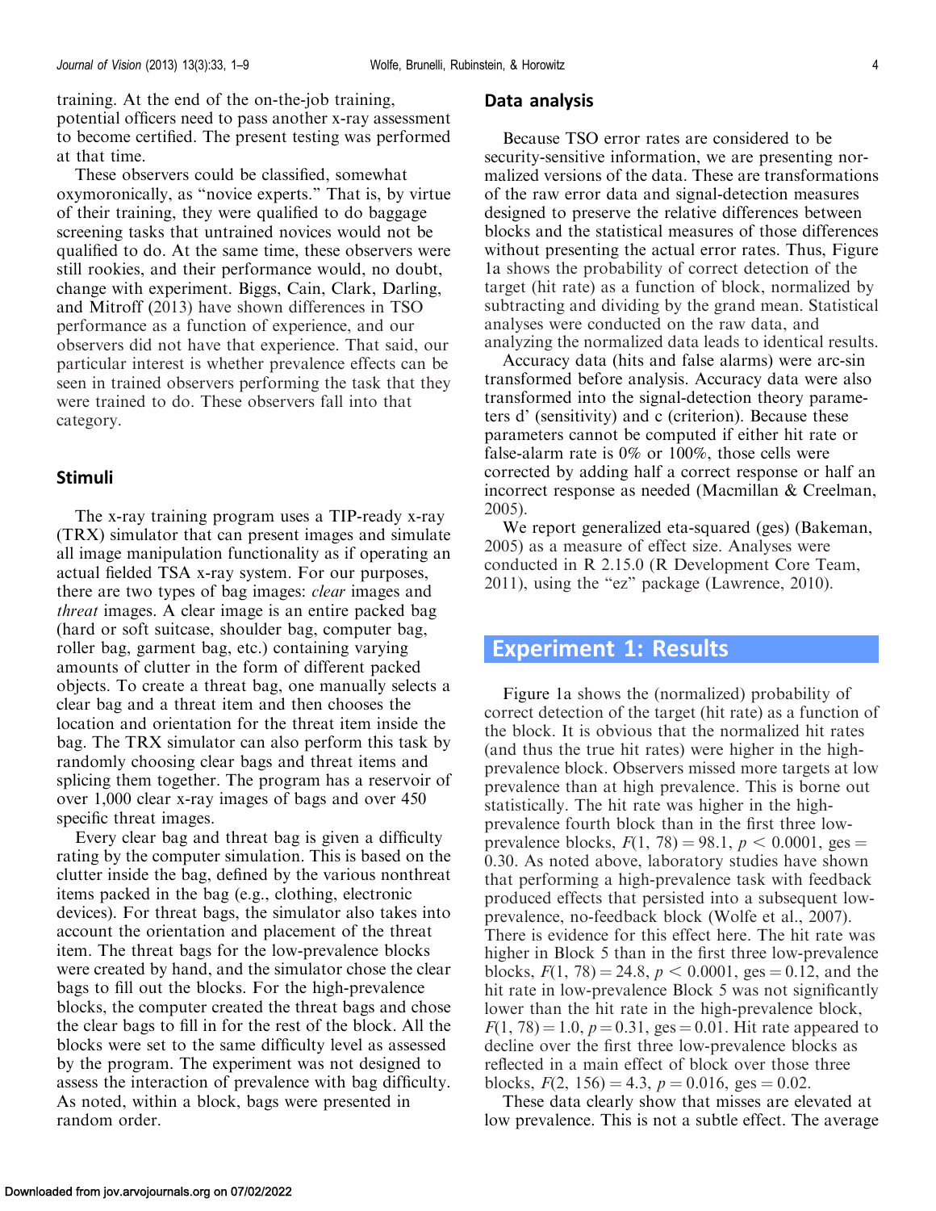training. At the end of the on-the-job training, potential officers need to pass another x-ray assessment to become certified. The present testing was performed at that time.

These observers could be classified, somewhat oxymoronically, as "novice experts." That is, by virtue of their training, they were qualified to do baggage screening tasks that untrained novices would not be qualified to do. At the same time, these observers were still rookies, and their performance would, no doubt, change with experiment. Biggs, Cain, Clark, Darling, and Mitroff (2013) have shown differences in TSO performance as a function of experience, and our observers did not have that experience. That said, our particular interest is whether prevalence effects can be seen in trained observers performing the task that they were trained to do. These observers fall into that category.

### Stimuli

The x-ray training program uses a TIP-ready x-ray (TRX) simulator that can present images and simulate all image manipulation functionality as if operating an actual fielded TSA x-ray system. For our purposes, there are two types of bag images: *clear* images and *threat* images. A clear image is an entire packed bag (hard or soft suitcase, shoulder bag, computer bag, roller bag, garment bag, etc.) containing varying amounts of clutter in the form of different packed objects. To create a threat bag, one manually selects a clear bag and a threat item and then chooses the location and orientation for the threat item inside the bag. The TRX simulator can also perform this task by randomly choosing clear bags and threat items and splicing them together. The program has a reservoir of over 1,000 clear x-ray images of bags and over 450 specific threat images.

Every clear bag and threat bag is given a difficulty rating by the computer simulation. This is based on the clutter inside the bag, defined by the various nonthreat items packed in the bag (e.g., clothing, electronic devices). For threat bags, the simulator also takes into account the orientation and placement of the threat item. The threat bags for the low-prevalence blocks were created by hand, and the simulator chose the clear bags to fill out the blocks. For the high-prevalence blocks, the computer created the threat bags and chose the clear bags to fill in for the rest of the block. All the blocks were set to the same difficulty level as assessed by the program. The experiment was not designed to assess the interaction of prevalence with bag difficulty. As noted, within a block, bags were presented in random order.

### Data analysis

Because TSO error rates are considered to be security-sensitive information, we are presenting normalized versions of the data. These are transformations of the raw error data and signal-detection measures designed to preserve the relative differences between blocks and the statistical measures of those differences without presenting the actual error rates. Thus, Figure 1a shows the probability of correct detection of the target (hit rate) as a function of block, normalized by subtracting and dividing by the grand mean. Statistical analyses were conducted on the raw data, and analyzing the normalized data leads to identical results.

Accuracy data (hits and false alarms) were arc-sin transformed before analysis. Accuracy data were also transformed into the signal-detection theory parameters d' (sensitivity) and c (criterion). Because these parameters cannot be computed if either hit rate or false-alarm rate is 0% or 100%, those cells were corrected by adding half a correct response or half an incorrect response as needed (Macmillan & Creelman, 2005).

We report generalized eta-squared (ges) (Bakeman, 2005) as a measure of effect size. Analyses were conducted in R 2.15.0 (R Development Core Team, 2011), using the "ez" package (Lawrence, 2010).

## Experiment 1: Results

Figure 1a shows the (normalized) probability of correct detection of the target (hit rate) as a function of the block. It is obvious that the normalized hit rates (and thus the true hit rates) were higher in the high-prevalence block. Observers missed more targets at low prevalence than at high prevalence. This is borne out statistically. The hit rate was higher in the high-prevalence fourth block than in the first three low-prevalence blocks, $F(1, 78) = 98.1$, $p < 0.0001$, ges = 0.30. As noted above, laboratory studies have shown that performing a high-prevalence task with feedback produced effects that persisted into a subsequent low-prevalence, no-feedback block (Wolfe et al., 2007). There is evidence for this effect here. The hit rate was higher in Block 5 than in the first three low-prevalence blocks, $F(1, 78) = 24.8$, $p < 0.0001$, ges = 0.12, and the hit rate in low-prevalence Block 5 was not significantly lower than the hit rate in the high-prevalence block, $F(1, 78) = 1.0$, $p = 0.31$, ges = 0.01. Hit rate appeared to decline over the first three low-prevalence blocks as reflected in a main effect of block over those three blocks, $F(2, 156) = 4.3$, $p = 0.016$, ges = 0.02.

These data clearly show that misses are elevated at low prevalence. This is not a subtle effect. The average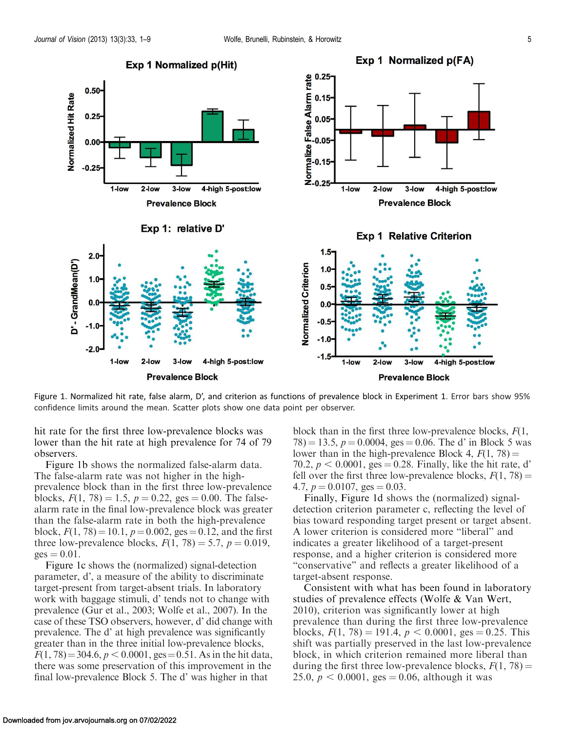Figure 1. Normalized hit rate, false alarm, D', and criterion as functions of prevalence block in Experiment 1. Error bars show 95% confidence limits around the mean. Scatter plots show one data point per observer.

hit rate for the first three low-prevalence blocks was lower than the hit rate at high prevalence for 74 of 79 observers.

Figure 1b shows the normalized false-alarm data. The false-alarm rate was not higher in the high-prevalence block than in the first three low-prevalence blocks, $F(1, 78) = 1.5$, $p = 0.22$, ges = 0.00. The false-alarm rate in the final low-prevalence block was greater than the false-alarm rate in both the high-prevalence block, $F(1, 78) = 10.1$, $p = 0.002$, ges = 0.12, and the first three low-prevalence blocks, $F(1, 78) = 5.7$, $p = 0.019$, ges = 0.01.

Figure 1c shows the (normalized) signal-detection parameter, d', a measure of the ability to discriminate target-present from target-absent trials. In laboratory work with baggage stimuli, d' tends not to change with prevalence (Gur et al., 2003; Wolfe et al., 2007). In the case of these TSO observers, however, d' did change with prevalence. The d' at high prevalence was significantly greater than in the three initial low-prevalence blocks, $F(1, 78) = 304.6$, $p < 0.0001$, ges = 0.51. As in the hit data, there was some preservation of this improvement in the final low-prevalence Block 5. The d' was higher in that block than in the first three low-prevalence blocks, $F(1, 78) = 13.5$, $p = 0.0004$, ges = 0.06. The d' in Block 5 was lower than in the high-prevalence Block 4, $F(1, 78) = 70.2$, $p < 0.0001$, ges = 0.28. Finally, like the hit rate, d' fell over the first three low-prevalence blocks, $F(1, 78) = 4.7$, $p = 0.0107$, ges = 0.03.

Finally, Figure 1d shows the (normalized) signal-detection criterion parameter c, reflecting the level of bias toward responding target present or target absent. A lower criterion is considered more "liberal" and indicates a greater likelihood of a target-present response, and a higher criterion is considered more "conservative" and reflects a greater likelihood of a target-absent response.

Consistent with what has been found in laboratory studies of prevalence effects (Wolfe & Van Wert, 2010), criterion was significantly lower at high prevalence than during the first three low-prevalence blocks, $F(1, 78) = 191.4$, $p < 0.0001$, ges = 0.25. This shift was partially preserved in the last low-prevalence block, in which criterion remained more liberal than during the first three low-prevalence blocks, $F(1, 78) = 25.0$, $p < 0.0001$, ges = 0.06, although it was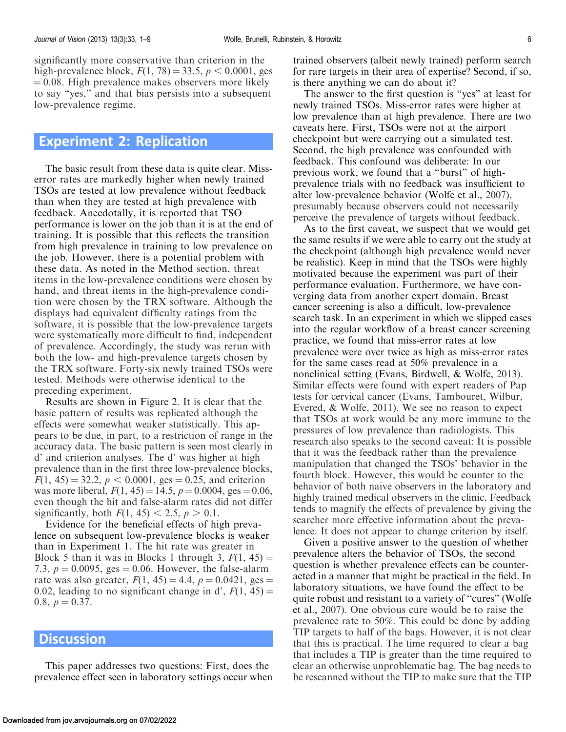significantly more conservative than criterion in the high-prevalence block, $F(1, 78) = 33.5$, $p < 0.0001$, ges $= 0.08$. High prevalence makes observers more likely to say "yes," and that bias persists into a subsequent low-prevalence regime.

## Experiment 2: Replication

The basic result from these data is quite clear. Miss-error rates are markedly higher when newly trained TSOs are tested at low prevalence without feedback than when they are tested at high prevalence with feedback. Anecdotally, it is reported that TSO performance is lower on the job than it is at the end of training. It is possible that this reflects the transition from high prevalence in training to low prevalence on the job. However, there is a potential problem with these data. As noted in the Method section, threat items in the low-prevalence conditions were chosen by hand, and threat items in the high-prevalence condition were chosen by the TRX software. Although the displays had equivalent difficulty ratings from the software, it is possible that the low-prevalence targets were systematically more difficult to find, independent of prevalence. Accordingly, the study was rerun with both the low- and high-prevalence targets chosen by the TRX software. Forty-six newly trained TSOs were tested. Methods were otherwise identical to the preceding experiment.

Results are shown in Figure 2. It is clear that the basic pattern of results was replicated although the effects were somewhat weaker statistically. This appears to be due, in part, to a restriction of range in the accuracy data. The basic pattern is seen most clearly in d' and criterion analyses. The d' was higher at high prevalence than in the first three low-prevalence blocks, $F(1, 45) = 32.2$, $p < 0.0001$, ges $= 0.25$, and criterion was more liberal, $F(1, 45) = 14.5$, $p = 0.0004$, ges $= 0.06$, even though the hit and false-alarm rates did not differ significantly, both $F(1, 45) < 2.5$, $p > 0.1$.

Evidence for the beneficial effects of high prevalence on subsequent low-prevalence blocks is weaker than in Experiment 1. The hit rate was greater in Block 5 than it was in Blocks 1 through 3, $F(1, 45) = 7.3$, $p = 0.0095$, ges $= 0.06$. However, the false-alarm rate was also greater, $F(1, 45) = 4.4$, $p = 0.0421$, ges $= 0.02$, leading to no significant change in d', $F(1, 45) = 0.8$, $p = 0.37$.

## Discussion

This paper addresses two questions: First, does the prevalence effect seen in laboratory settings occur when trained observers (albeit newly trained) perform search for rare targets in their area of expertise? Second, if so, is there anything we can do about it?

The answer to the first question is "yes" at least for newly trained TSOs. Miss-error rates were higher at low prevalence than at high prevalence. There are two caveats here. First, TSOs were not at the airport checkpoint but were carrying out a simulated test. Second, the high prevalence was confounded with feedback. This confound was deliberate: In our previous work, we found that a "burst" of high-prevalence trials with no feedback was insufficient to alter low-prevalence behavior (Wolfe et al., 2007), presumably because observers could not necessarily perceive the prevalence of targets without feedback.

As to the first caveat, we suspect that we would get the same results if we were able to carry out the study at the checkpoint (although high prevalence would never be realistic). Keep in mind that the TSOs were highly motivated because the experiment was part of their performance evaluation. Furthermore, we have converging data from another expert domain. Breast cancer screening is also a difficult, low-prevalence search task. In an experiment in which we slipped cases into the regular workflow of a breast cancer screening practice, we found that miss-error rates at low prevalence were over twice as high as miss-error rates for the same cases read at 50% prevalence in a nonclinical setting (Evans, Birdwell, & Wolfe, 2013). Similar effects were found with expert readers of Pap tests for cervical cancer (Evans, Tambouret, Wilbur, Evered, & Wolfe, 2011). We see no reason to expect that TSOs at work would be any more immune to the pressures of low prevalence than radiologists. This research also speaks to the second caveat: It is possible that it was the feedback rather than the prevalence manipulation that changed the TSOs' behavior in the fourth block. However, this would be counter to the behavior of both naive observers in the laboratory and highly trained medical observers in the clinic. Feedback tends to magnify the effects of prevalence by giving the searcher more effective information about the prevalence. It does not appear to change criterion by itself.

Given a positive answer to the question of whether prevalence alters the behavior of TSOs, the second question is whether prevalence effects can be counteracted in a manner that might be practical in the field. In laboratory situations, we have found the effect to be quite robust and resistant to a variety of "cures" (Wolfe et al., 2007). One obvious cure would be to raise the prevalence rate to 50%. This could be done by adding TIP targets to half of the bags. However, it is not clear that this is practical. The time required to clear a bag that includes a TIP is greater than the time required to clear an otherwise unproblematic bag. The bag needs to be rescanned without the TIP to make sure that the TIP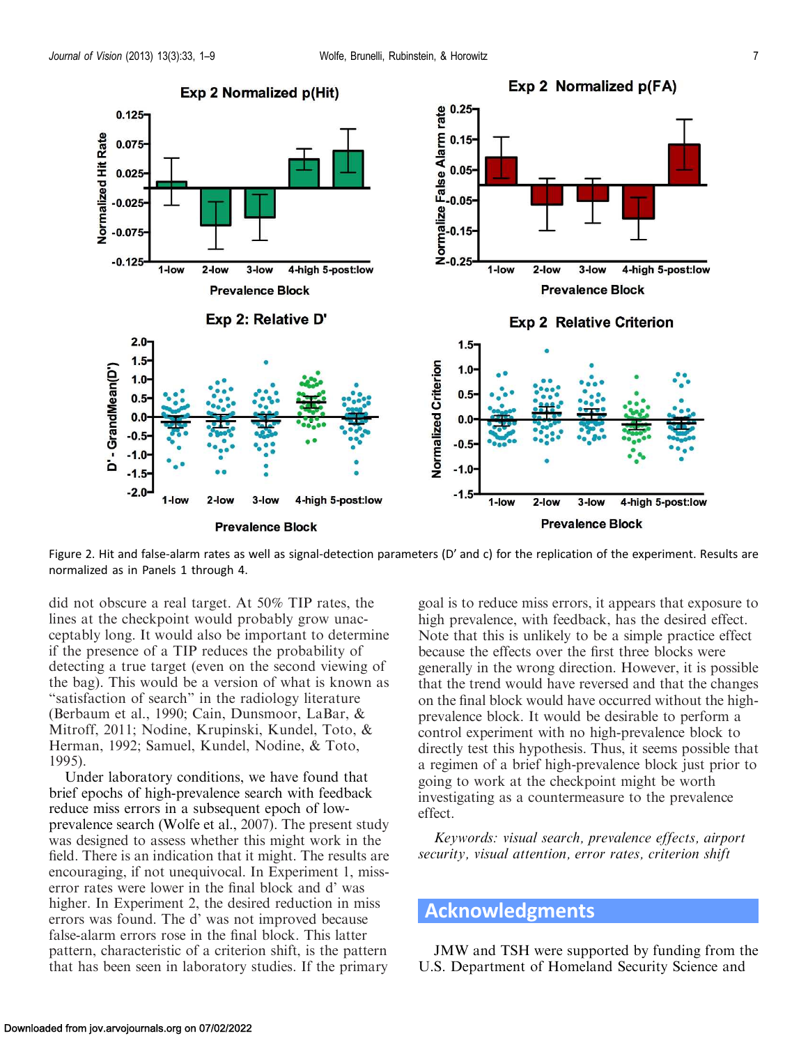Figure 2. Hit and false-alarm rates as well as signal-detection parameters (D′ and c) for the replication of the experiment. Results are normalized as in Panels 1 through 4.

did not obscure a real target. At 50% TIP rates, the lines at the checkpoint would probably grow unacceptably long. It would also be important to determine if the presence of a TIP reduces the probability of detecting a true target (even on the second viewing of the bag). This would be a version of what is known as "satisfaction of search" in the radiology literature (Berbaum et al., 1990; Cain, Dunsmoor, LaBar, & Mitroff, 2011; Nodine, Krupinski, Kundel, Toto, & Herman, 1992; Samuel, Kundel, Nodine, & Toto, 1995).

Under laboratory conditions, we have found that brief epochs of high-prevalence search with feedback reduce miss errors in a subsequent epoch of low-prevalence search (Wolfe et al., 2007). The present study was designed to assess whether this might work in the field. There is an indication that it might. The results are encouraging, if not unequivocal. In Experiment 1, miss-error rates were lower in the final block and d′ was higher. In Experiment 2, the desired reduction in miss errors was found. The d′ was not improved because false-alarm errors rose in the final block. This latter pattern, characteristic of a criterion shift, is the pattern that has been seen in laboratory studies. If the primary goal is to reduce miss errors, it appears that exposure to high prevalence, with feedback, has the desired effect. Note that this is unlikely to be a simple practice effect because the effects over the first three blocks were generally in the wrong direction. However, it is possible that the trend would have reversed and that the changes on the final block would have occurred without the high-prevalence block. It would be desirable to perform a control experiment with no high-prevalence block to directly test this hypothesis. Thus, it seems possible that a regimen of a brief high-prevalence block just prior to going to work at the checkpoint might be worth investigating as a countermeasure to the prevalence effect.

*Keywords: visual search, prevalence effects, airport security, visual attention, error rates, criterion shift*

## Acknowledgments

JMW and TSH were supported by funding from the U.S. Department of Homeland Security Science and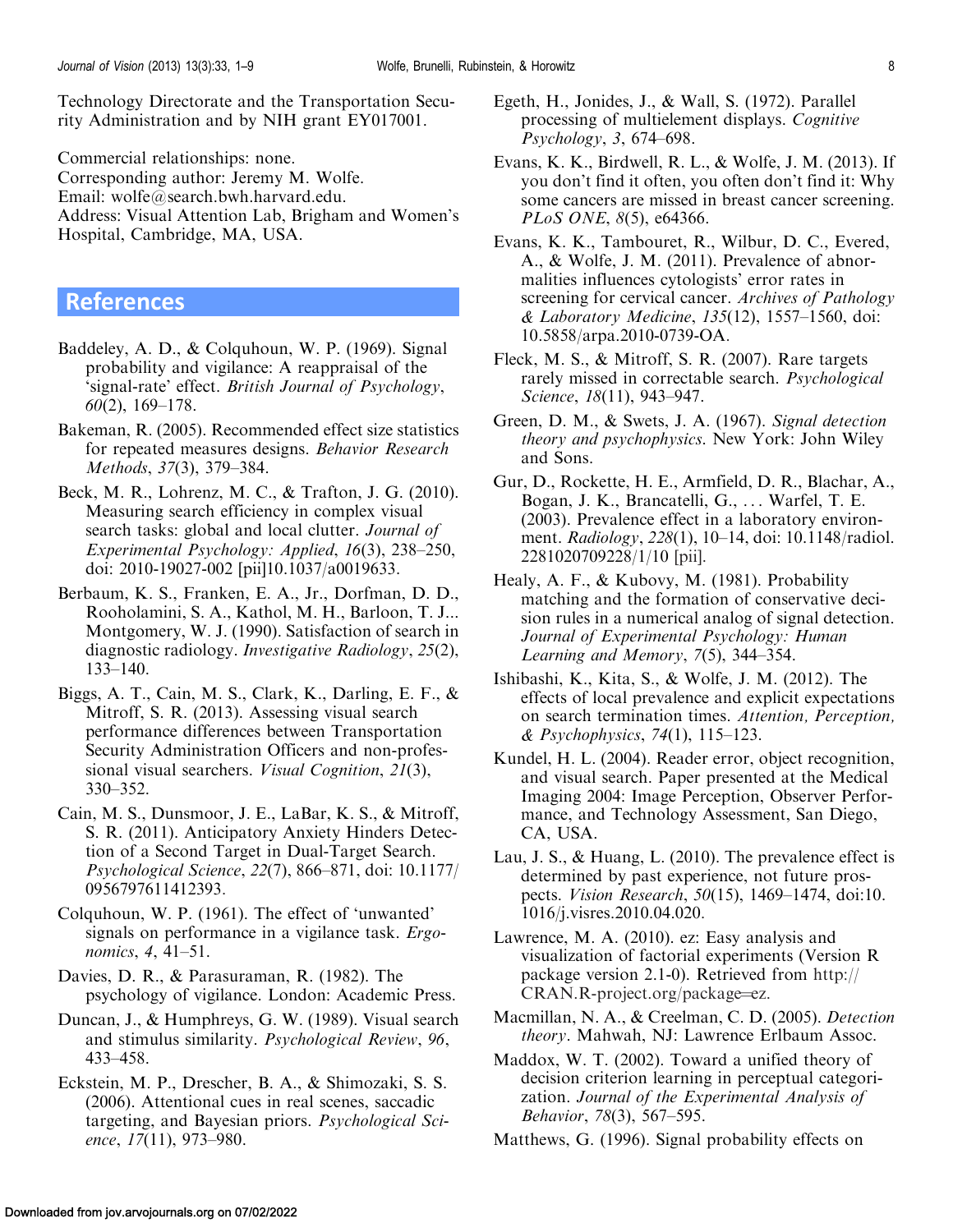Technology Directorate and the Transportation Security Administration and by NIH grant EY017001.

Commercial relationships: none.
Corresponding author: Jeremy M. Wolfe.
Email: wolfe@search.bwh.harvard.edu.
Address: Visual Attention Lab, Brigham and Women's Hospital, Cambridge, MA, USA.

## References

Baddeley, A. D., & Colquhoun, W. P. (1969). Signal probability and vigilance: A reappraisal of the 'signal-rate' effect. *British Journal of Psychology*, *60*(2), 169–178.

Bakeman, R. (2005). Recommended effect size statistics for repeated measures designs. *Behavior Research Methods*, *37*(3), 379–384.

Beck, M. R., Lohrenz, M. C., & Trafton, J. G. (2010). Measuring search efficiency in complex visual search tasks: global and local clutter. *Journal of Experimental Psychology: Applied*, *16*(3), 238–250, doi: 2010-19027-002 [pii]10.1037/a0019633.

Berbaum, K. S., Franken, E. A., Jr., Dorfman, D. D., Rooholamini, S. A., Kathol, M. H., Barloon, T. J... Montgomery, W. J. (1990). Satisfaction of search in diagnostic radiology. *Investigative Radiology*, *25*(2), 133–140.

Biggs, A. T., Cain, M. S., Clark, K., Darling, E. F., & Mitroff, S. R. (2013). Assessing visual search performance differences between Transportation Security Administration Officers and non-professional visual searchers. *Visual Cognition*, *21*(3), 330–352.

Cain, M. S., Dunsmoor, J. E., LaBar, K. S., & Mitroff, S. R. (2011). Anticipatory Anxiety Hinders Detection of a Second Target in Dual-Target Search. *Psychological Science*, *22*(7), 866–871, doi: 10.1177/0956797611412393.

Colquhoun, W. P. (1961). The effect of 'unwanted' signals on performance in a vigilance task. *Ergonomics*, *4*, 41–51.

Davies, D. R., & Parasuraman, R. (1982). The psychology of vigilance. London: Academic Press.

Duncan, J., & Humphreys, G. W. (1989). Visual search and stimulus similarity. *Psychological Review*, *96*, 433–458.

Eckstein, M. P., Drescher, B. A., & Shimozaki, S. S. (2006). Attentional cues in real scenes, saccadic targeting, and Bayesian priors. *Psychological Science*, *17*(11), 973–980.

Egeth, H., Jonides, J., & Wall, S. (1972). Parallel processing of multielement displays. *Cognitive Psychology*, *3*, 674–698.

Evans, K. K., Birdwell, R. L., & Wolfe, J. M. (2013). If you don't find it often, you often don't find it: Why some cancers are missed in breast cancer screening. *PLoS ONE*, *8*(5), e64366.

Evans, K. K., Tambouret, R., Wilbur, D. C., Evered, A., & Wolfe, J. M. (2011). Prevalence of abnormalities influences cytologists' error rates in screening for cervical cancer. *Archives of Pathology & Laboratory Medicine*, *135*(12), 1557–1560, doi: 10.5858/arpa.2010-0739-OA.

Fleck, M. S., & Mitroff, S. R. (2007). Rare targets rarely missed in correctable search. *Psychological Science*, *18*(11), 943–947.

Green, D. M., & Swets, J. A. (1967). *Signal detection theory and psychophysics*. New York: John Wiley and Sons.

Gur, D., Rockette, H. E., Armfield, D. R., Blachar, A., Bogan, J. K., Brancatelli, G., ... Warfel, T. E. (2003). Prevalence effect in a laboratory environment. *Radiology*, *228*(1), 10–14, doi: 10.1148/radiol.2281020709228/1/10 [pii].

Healy, A. F., & Kubovy, M. (1981). Probability matching and the formation of conservative decision rules in a numerical analog of signal detection. *Journal of Experimental Psychology: Human Learning and Memory*, *7*(5), 344–354.

Ishibashi, K., Kita, S., & Wolfe, J. M. (2012). The effects of local prevalence and explicit expectations on search termination times. *Attention, Perception, & Psychophysics*, *74*(1), 115–123.

Kundel, H. L. (2004). Reader error, object recognition, and visual search. Paper presented at the Medical Imaging 2004: Image Perception, Observer Performance, and Technology Assessment, San Diego, CA, USA.

Lau, J. S., & Huang, L. (2010). The prevalence effect is determined by past experience, not future prospects. *Vision Research*, *50*(15), 1469–1474, doi:10.1016/j.visres.2010.04.020.

Lawrence, M. A. (2010). ez: Easy analysis and visualization of factorial experiments (Version R package version 2.1-0). Retrieved from http://CRAN.R-project.org/package=ez.

Macmillan, N. A., & Creelman, C. D. (2005). *Detection theory*. Mahwah, NJ: Lawrence Erlbaum Assoc.

Maddox, W. T. (2002). Toward a unified theory of decision criterion learning in perceptual categorization. *Journal of the Experimental Analysis of Behavior*, *78*(3), 567–595.

Matthews, G. (1996). Signal probability effects on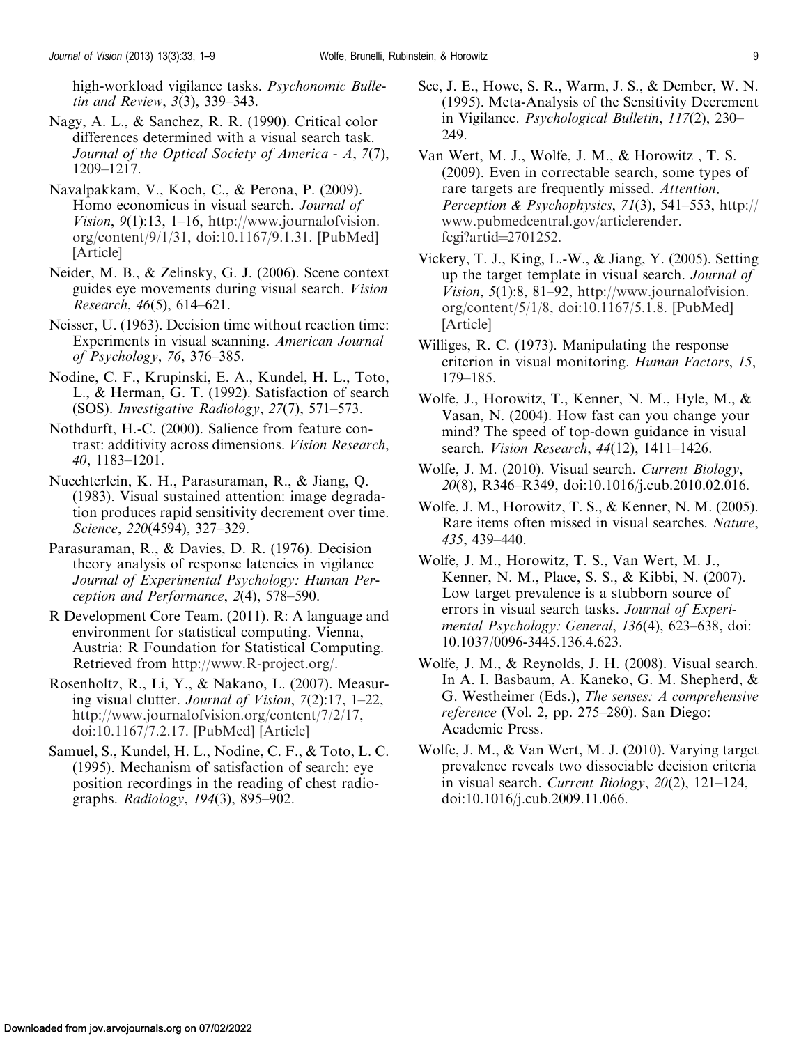high-workload vigilance tasks. *Psychonomic Bulletin and Review*, *3*(3), 339–343.

Nagy, A. L., & Sanchez, R. R. (1990). Critical color differences determined with a visual search task. *Journal of the Optical Society of America - A*, *7*(7), 1209–1217.

Navalpakkam, V., Koch, C., & Perona, P. (2009). Homo economicus in visual search. *Journal of Vision*, *9*(1):13, 1–16, http://www.journalofvision.org/content/9/1/31, doi:10.1167/9.1.31. [PubMed] [Article]

Neider, M. B., & Zelinsky, G. J. (2006). Scene context guides eye movements during visual search. *Vision Research*, *46*(5), 614–621.

Neisser, U. (1963). Decision time without reaction time: Experiments in visual scanning. *American Journal of Psychology*, *76*, 376–385.

Nodine, C. F., Krupinski, E. A., Kundel, H. L., Toto, L., & Herman, G. T. (1992). Satisfaction of search (SOS). *Investigative Radiology*, *27*(7), 571–573.

Nothdurft, H.-C. (2000). Salience from feature contrast: additivity across dimensions. *Vision Research*, *40*, 1183–1201.

Nuechterlein, K. H., Parasuraman, R., & Jiang, Q. (1983). Visual sustained attention: image degradation produces rapid sensitivity decrement over time. *Science*, *220*(4594), 327–329.

Parasuraman, R., & Davies, D. R. (1976). Decision theory analysis of response latencies in vigilance *Journal of Experimental Psychology: Human Perception and Performance*, *2*(4), 578–590.

R Development Core Team. (2011). R: A language and environment for statistical computing. Vienna, Austria: R Foundation for Statistical Computing. Retrieved from http://www.R-project.org/.

Rosenholtz, R., Li, Y., & Nakano, L. (2007). Measuring visual clutter. *Journal of Vision*, *7*(2):17, 1–22, http://www.journalofvision.org/content/7/2/17, doi:10.1167/7.2.17. [PubMed] [Article]

Samuel, S., Kundel, H. L., Nodine, C. F., & Toto, L. C. (1995). Mechanism of satisfaction of search: eye position recordings in the reading of chest radiographs. *Radiology*, *194*(3), 895–902.

See, J. E., Howe, S. R., Warm, J. S., & Dember, W. N. (1995). Meta-Analysis of the Sensitivity Decrement in Vigilance. *Psychological Bulletin*, *117*(2), 230–249.

Van Wert, M. J., Wolfe, J. M., & Horowitz , T. S. (2009). Even in correctable search, some types of rare targets are frequently missed. *Attention, Perception & Psychophysics*, *71*(3), 541–553, http://www.pubmedcentral.gov/articlerender.fcgi?artid=2701252.

Vickery, T. J., King, L.-W., & Jiang, Y. (2005). Setting up the target template in visual search. *Journal of Vision*, *5*(1):8, 81–92, http://www.journalofvision.org/content/5/1/8, doi:10.1167/5.1.8. [PubMed] [Article]

Williges, R. C. (1973). Manipulating the response criterion in visual monitoring. *Human Factors*, *15*, 179–185.

Wolfe, J., Horowitz, T., Kenner, N. M., Hyle, M., & Vasan, N. (2004). How fast can you change your mind? The speed of top-down guidance in visual search. *Vision Research*, *44*(12), 1411–1426.

Wolfe, J. M. (2010). Visual search. *Current Biology*, *20*(8), R346–R349, doi:10.1016/j.cub.2010.02.016.

Wolfe, J. M., Horowitz, T. S., & Kenner, N. M. (2005). Rare items often missed in visual searches. *Nature*, *435*, 439–440.

Wolfe, J. M., Horowitz, T. S., Van Wert, M. J., Kenner, N. M., Place, S. S., & Kibbi, N. (2007). Low target prevalence is a stubborn source of errors in visual search tasks. *Journal of Experimental Psychology: General*, *136*(4), 623–638, doi:10.1037/0096-3445.136.4.623.

Wolfe, J. M., & Reynolds, J. H. (2008). Visual search. In A. I. Basbaum, A. Kaneko, G. M. Shepherd, & G. Westheimer (Eds.), *The senses: A comprehensive reference* (Vol. 2, pp. 275–280). San Diego: Academic Press.

Wolfe, J. M., & Van Wert, M. J. (2010). Varying target prevalence reveals two dissociable decision criteria in visual search. *Current Biology*, *20*(2), 121–124, doi:10.1016/j.cub.2009.11.066.